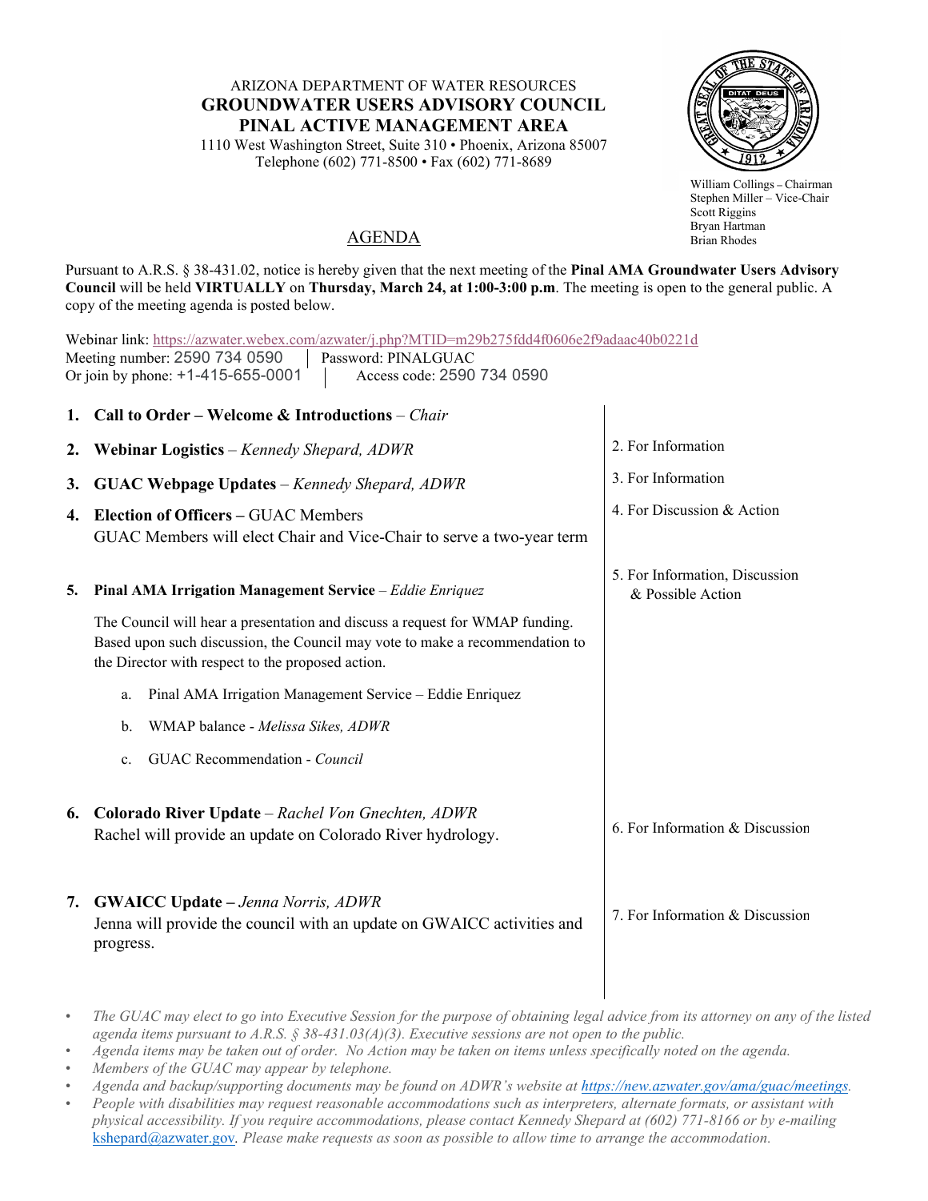ARIZONA DEPARTMENT OF WATER RESOURCES

# GROUNDWATER USERS ADVISORY COUNCIL
# PINAL ACTIVE MANAGEMENT AREA

1110 West Washington Street, Suite 310 • Phoenix, Arizona 85007
Telephone (602) 771-8500 • Fax (602) 771-8689

William Collings – Chairman
Stephen Miller – Vice-Chair
Scott Riggins
Bryan Hartman
Brian Rhodes

## AGENDA

Pursuant to A.R.S. § 38-431.02, notice is hereby given that the next meeting of the **Pinal AMA Groundwater Users Advisory Council** will be held **VIRTUALLY** on **Thursday, March 24, at 1:00-3:00 p.m**. The meeting is open to the general public. A copy of the meeting agenda is posted below.

Webinar link: https://azwater.webex.com/azwater/j.php?MTID=m29b275fdd4f0606e2f9adaac40b0221d
Meeting number: 2590 734 0590 | Password: PINALGUAC
Or join by phone: +1-415-655-0001 | Access code: 2590 734 0590

1. **Call to Order – Welcome & Introductions** – *Chair*

2. **Webinar Logistics** – *Kennedy Shepard, ADWR* — 2. For Information

3. **GUAC Webpage Updates** – *Kennedy Shepard, ADWR* — 3. For Information

4. **Election of Officers –** GUAC Members — 4. For Discussion & Action
   GUAC Members will elect Chair and Vice-Chair to serve a two-year term

5. **Pinal AMA Irrigation Management Service** – *Eddie Enriquez* — 5. For Information, Discussion & Possible Action

   The Council will hear a presentation and discuss a request for WMAP funding. Based upon such discussion, the Council may vote to make a recommendation to the Director with respect to the proposed action.

   a. Pinal AMA Irrigation Management Service – Eddie Enriquez
   b. WMAP balance - *Melissa Sikes, ADWR*
   c. GUAC Recommendation - *Council*

6. **Colorado River Update** – *Rachel Von Gnechten, ADWR* — 6. For Information & Discussion
   Rachel will provide an update on Colorado River hydrology.

7. **GWAICC Update –** *Jenna Norris, ADWR* — 7. For Information & Discussion
   Jenna will provide the council with an update on GWAICC activities and progress.

- *The GUAC may elect to go into Executive Session for the purpose of obtaining legal advice from its attorney on any of the listed agenda items pursuant to A.R.S. § 38-431.03(A)(3). Executive sessions are not open to the public.*
- *Agenda items may be taken out of order. No Action may be taken on items unless specifically noted on the agenda.*
- *Members of the GUAC may appear by telephone.*
- *Agenda and backup/supporting documents may be found on ADWR's website at https://new.azwater.gov/ama/guac/meetings.*
- *People with disabilities may request reasonable accommodations such as interpreters, alternate formats, or assistant with physical accessibility. If you require accommodations, please contact Kennedy Shepard at (602) 771-8166 or by e-mailing* kshepard@azwater.gov*. Please make requests as soon as possible to allow time to arrange the accommodation.*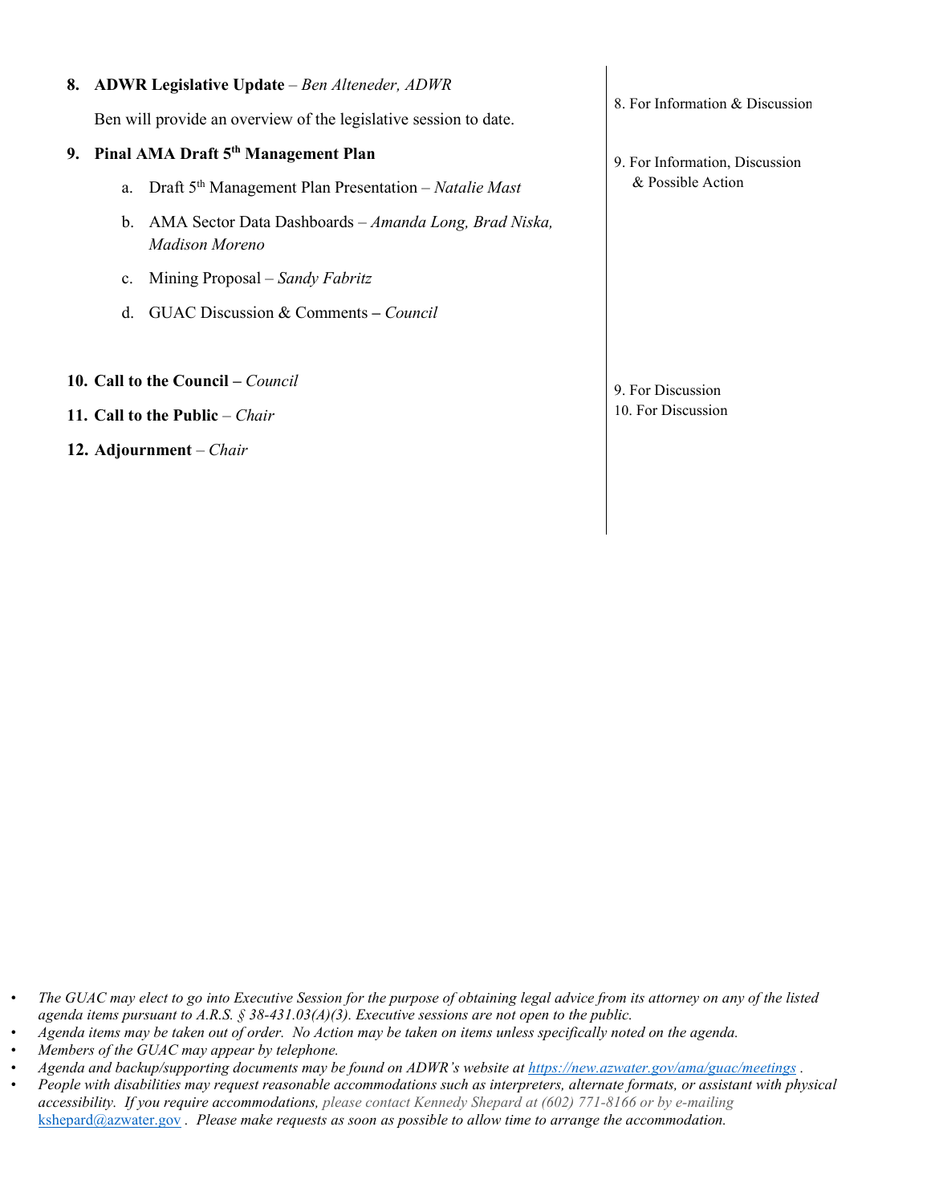**8. ADWR Legislative Update** – *Ben Alteneder, ADWR*

Ben will provide an overview of the legislative session to date.

8. For Information & Discussion

**9. Pinal AMA Draft 5th Management Plan**

a. Draft 5th Management Plan Presentation – *Natalie Mast*

b. AMA Sector Data Dashboards – *Amanda Long, Brad Niska, Madison Moreno*

c. Mining Proposal – *Sandy Fabritz*

d. GUAC Discussion & Comments – *Council*

9. For Information, Discussion & Possible Action

**10. Call to the Council** – *Council*

**11. Call to the Public** – *Chair*

**12. Adjournment** – *Chair*

9. For Discussion
10. For Discussion

- *The GUAC may elect to go into Executive Session for the purpose of obtaining legal advice from its attorney on any of the listed agenda items pursuant to A.R.S. § 38-431.03(A)(3). Executive sessions are not open to the public.*
- *Agenda items may be taken out of order. No Action may be taken on items unless specifically noted on the agenda.*
- *Members of the GUAC may appear by telephone.*
- *Agenda and backup/supporting documents may be found on ADWR's website at https://new.azwater.gov/ama/guac/meetings .*
- *People with disabilities may request reasonable accommodations such as interpreters, alternate formats, or assistant with physical accessibility. If you require accommodations, please contact Kennedy Shepard at (602) 771-8166 or by e-mailing kshepard@azwater.gov . Please make requests as soon as possible to allow time to arrange the accommodation.*